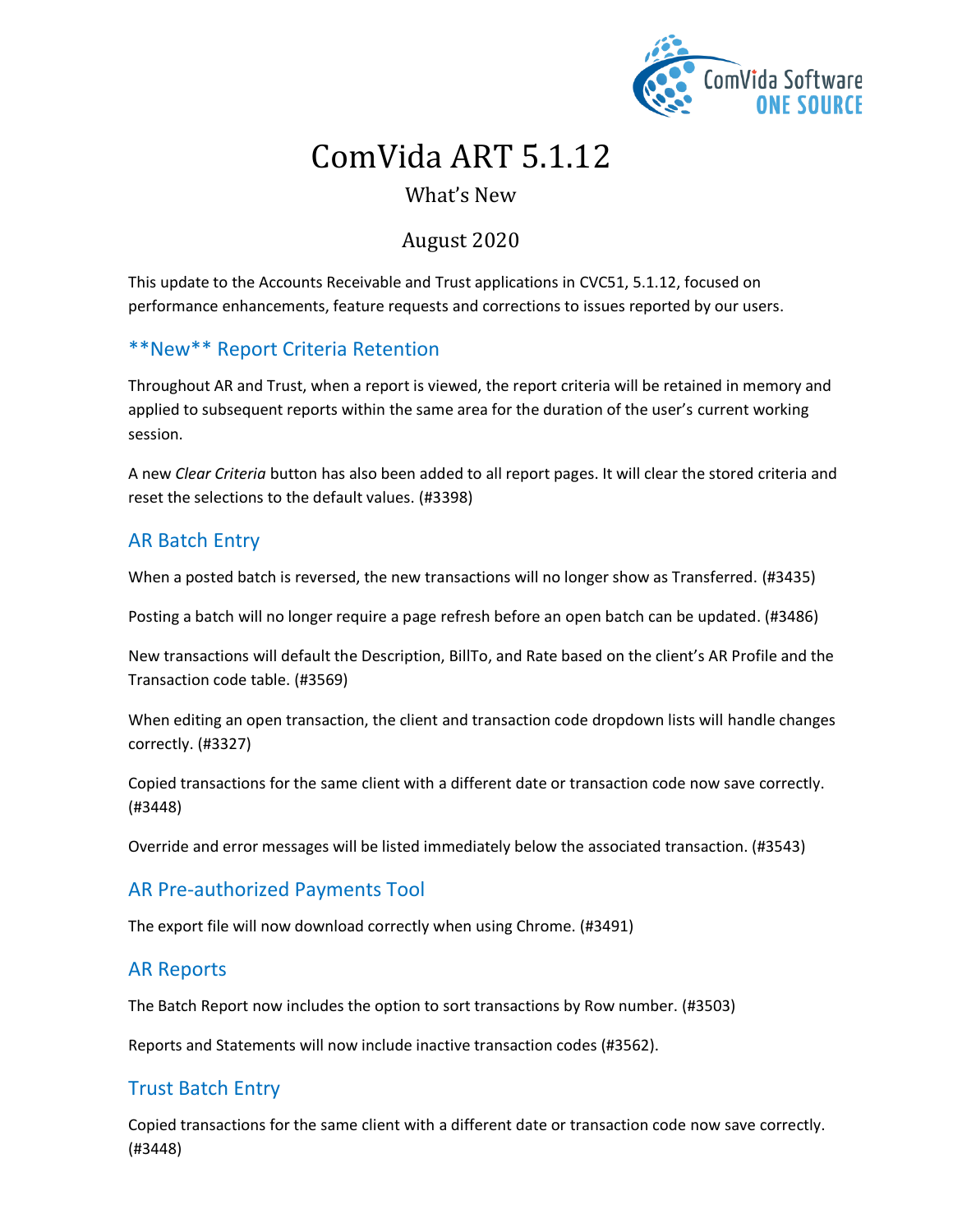# ComVida ART 5.1.12

What's New

August 2020

This update to the Accounts Receivable and Trust applications in CVC51, 5.1.12, focused on performance enhancements, feature requests and corrections to issues reported by our users.

## **New** Report Criteria Retention

Throughout AR and Trust, when a report is viewed, the report criteria will be retained in memory and applied to subsequent reports within the same area for the duration of the user's current working session.

A new *Clear Criteria* button has also been added to all report pages. It will clear the stored criteria and reset the selections to the default values. (#3398)

## AR Batch Entry

When a posted batch is reversed, the new transactions will no longer show as Transferred. (#3435)

Posting a batch will no longer require a page refresh before an open batch can be updated. (#3486)

New transactions will default the Description, BillTo, and Rate based on the client's AR Profile and the Transaction code table. (#3569)

When editing an open transaction, the client and transaction code dropdown lists will handle changes correctly. (#3327)

Copied transactions for the same client with a different date or transaction code now save correctly. (#3448)

Override and error messages will be listed immediately below the associated transaction. (#3543)

## AR Pre-authorized Payments Tool

The export file will now download correctly when using Chrome. (#3491)

## AR Reports

The Batch Report now includes the option to sort transactions by Row number. (#3503)

Reports and Statements will now include inactive transaction codes (#3562).

## Trust Batch Entry

Copied transactions for the same client with a different date or transaction code now save correctly. (#3448)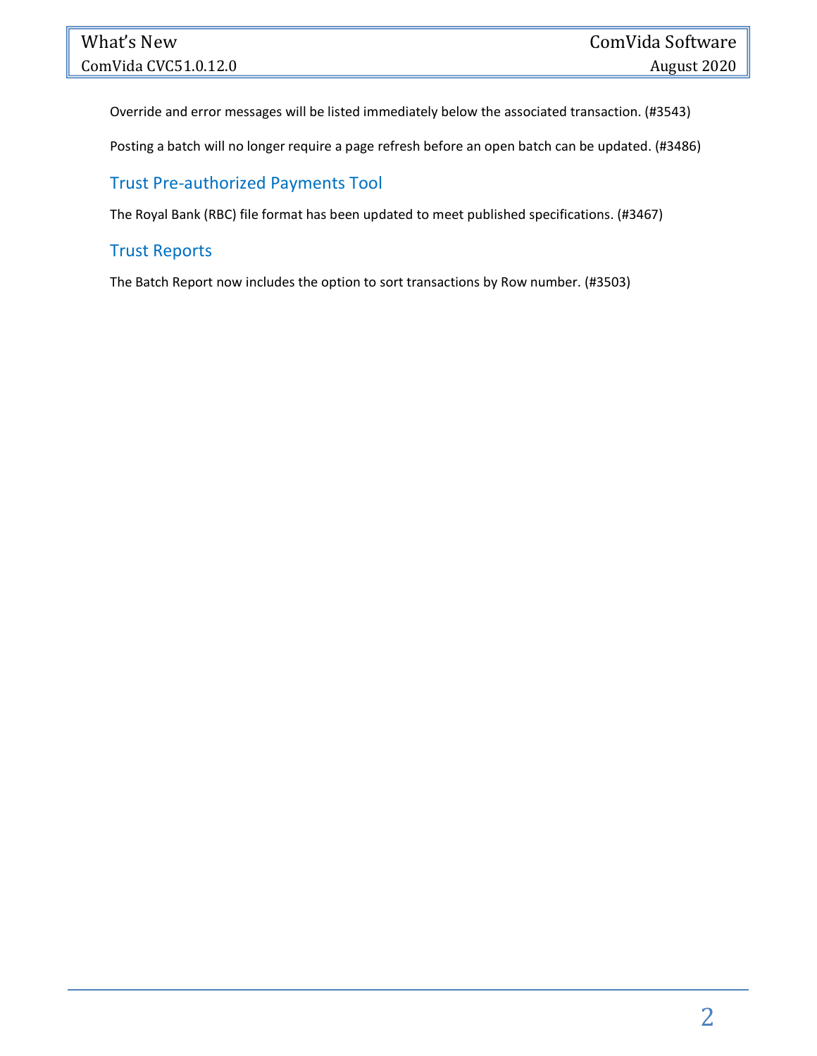Override and error messages will be listed immediately below the associated transaction. (#3543)

Posting a batch will no longer require a page refresh before an open batch can be updated. (#3486)

## Trust Pre-authorized Payments Tool

The Royal Bank (RBC) file format has been updated to meet published specifications. (#3467)

## Trust Reports

The Batch Report now includes the option to sort transactions by Row number. (#3503)